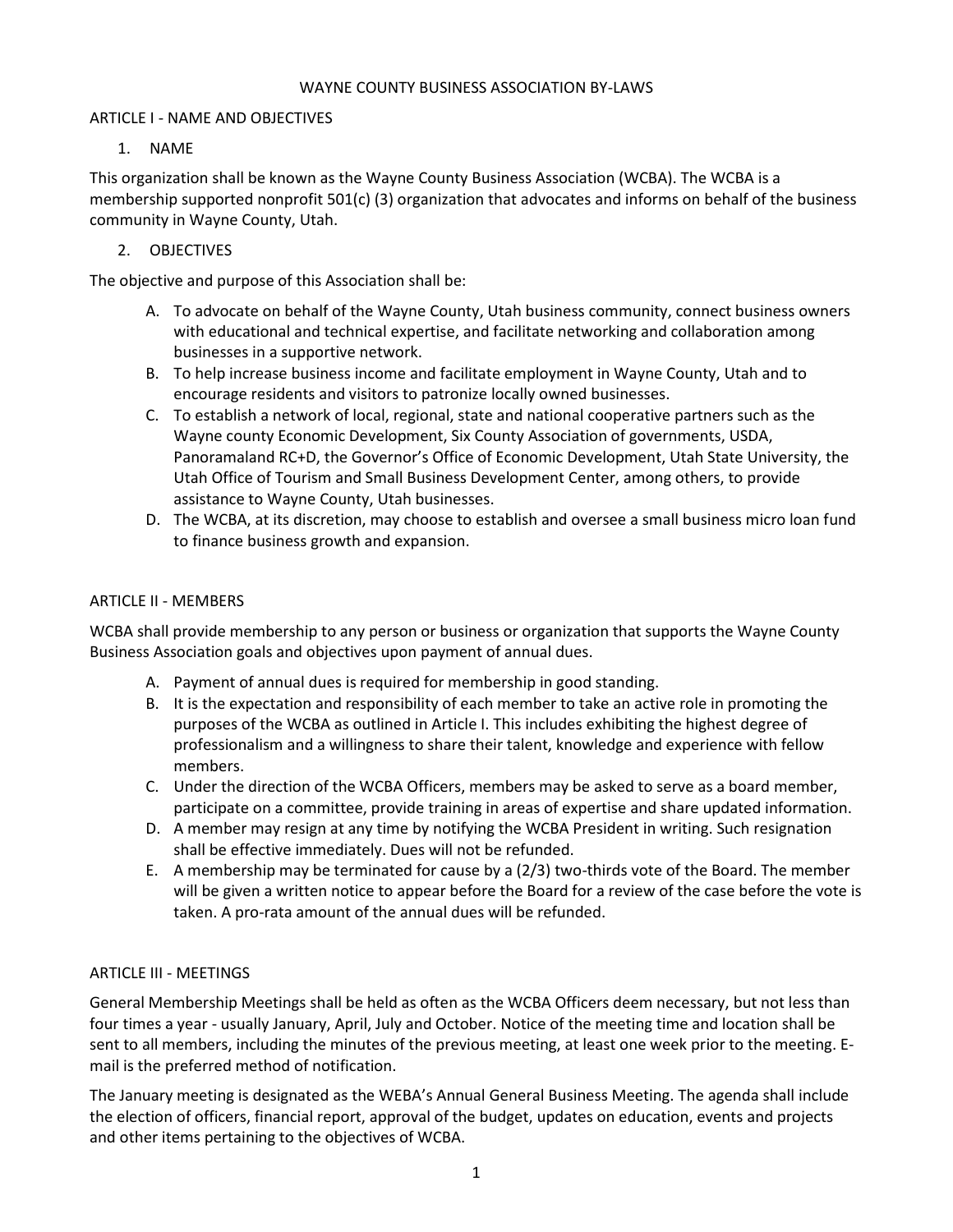# WAYNE COUNTY BUSINESS ASSOCIATION BY-LAWS

## ARTICLE I - NAME AND OBJECTIVES

### 1. NAME

This organization shall be known as the Wayne County Business Association (WCBA). The WCBA is a membership supported nonprofit 501(c) (3) organization that advocates and informs on behalf of the business community in Wayne County, Utah.

### 2. OBJECTIVES

The objective and purpose of this Association shall be:

A. To advocate on behalf of the Wayne County, Utah business community, connect business owners with educational and technical expertise, and facilitate networking and collaboration among businesses in a supportive network.

B. To help increase business income and facilitate employment in Wayne County, Utah and to encourage residents and visitors to patronize locally owned businesses.

C. To establish a network of local, regional, state and national cooperative partners such as the Wayne county Economic Development, Six County Association of governments, USDA, Panoramaland RC+D, the Governor's Office of Economic Development, Utah State University, the Utah Office of Tourism and Small Business Development Center, among others, to provide assistance to Wayne County, Utah businesses.

D. The WCBA, at its discretion, may choose to establish and oversee a small business micro loan fund to finance business growth and expansion.

## ARTICLE II - MEMBERS

WCBA shall provide membership to any person or business or organization that supports the Wayne County Business Association goals and objectives upon payment of annual dues.

A. Payment of annual dues is required for membership in good standing.

B. It is the expectation and responsibility of each member to take an active role in promoting the purposes of the WCBA as outlined in Article I. This includes exhibiting the highest degree of professionalism and a willingness to share their talent, knowledge and experience with fellow members.

C. Under the direction of the WCBA Officers, members may be asked to serve as a board member, participate on a committee, provide training in areas of expertise and share updated information.

D. A member may resign at any time by notifying the WCBA President in writing. Such resignation shall be effective immediately. Dues will not be refunded.

E. A membership may be terminated for cause by a (2/3) two-thirds vote of the Board. The member will be given a written notice to appear before the Board for a review of the case before the vote is taken. A pro-rata amount of the annual dues will be refunded.

## ARTICLE III - MEETINGS

General Membership Meetings shall be held as often as the WCBA Officers deem necessary, but not less than four times a year - usually January, April, July and October. Notice of the meeting time and location shall be sent to all members, including the minutes of the previous meeting, at least one week prior to the meeting. E-mail is the preferred method of notification.

The January meeting is designated as the WEBA's Annual General Business Meeting. The agenda shall include the election of officers, financial report, approval of the budget, updates on education, events and projects and other items pertaining to the objectives of WCBA.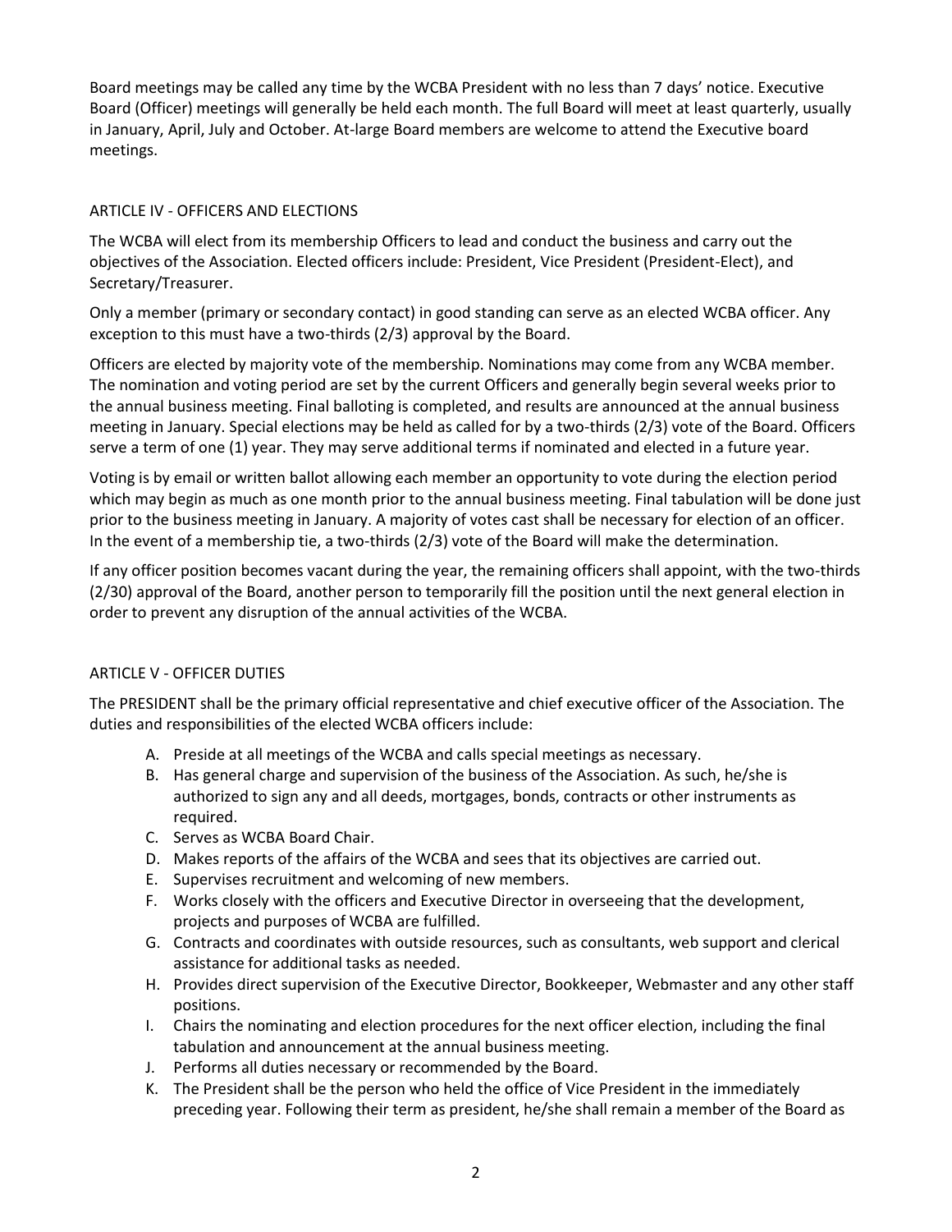Board meetings may be called any time by the WCBA President with no less than 7 days' notice. Executive Board (Officer) meetings will generally be held each month. The full Board will meet at least quarterly, usually in January, April, July and October. At-large Board members are welcome to attend the Executive board meetings.

## ARTICLE IV - OFFICERS AND ELECTIONS

The WCBA will elect from its membership Officers to lead and conduct the business and carry out the objectives of the Association. Elected officers include: President, Vice President (President-Elect), and Secretary/Treasurer.

Only a member (primary or secondary contact) in good standing can serve as an elected WCBA officer. Any exception to this must have a two-thirds (2/3) approval by the Board.

Officers are elected by majority vote of the membership. Nominations may come from any WCBA member. The nomination and voting period are set by the current Officers and generally begin several weeks prior to the annual business meeting. Final balloting is completed, and results are announced at the annual business meeting in January. Special elections may be held as called for by a two-thirds (2/3) vote of the Board. Officers serve a term of one (1) year. They may serve additional terms if nominated and elected in a future year.

Voting is by email or written ballot allowing each member an opportunity to vote during the election period which may begin as much as one month prior to the annual business meeting. Final tabulation will be done just prior to the business meeting in January. A majority of votes cast shall be necessary for election of an officer. In the event of a membership tie, a two-thirds (2/3) vote of the Board will make the determination.

If any officer position becomes vacant during the year, the remaining officers shall appoint, with the two-thirds (2/30) approval of the Board, another person to temporarily fill the position until the next general election in order to prevent any disruption of the annual activities of the WCBA.

## ARTICLE V - OFFICER DUTIES

The PRESIDENT shall be the primary official representative and chief executive officer of the Association. The duties and responsibilities of the elected WCBA officers include:

A. Preside at all meetings of the WCBA and calls special meetings as necessary.
B. Has general charge and supervision of the business of the Association. As such, he/she is authorized to sign any and all deeds, mortgages, bonds, contracts or other instruments as required.
C. Serves as WCBA Board Chair.
D. Makes reports of the affairs of the WCBA and sees that its objectives are carried out.
E. Supervises recruitment and welcoming of new members.
F. Works closely with the officers and Executive Director in overseeing that the development, projects and purposes of WCBA are fulfilled.
G. Contracts and coordinates with outside resources, such as consultants, web support and clerical assistance for additional tasks as needed.
H. Provides direct supervision of the Executive Director, Bookkeeper, Webmaster and any other staff positions.
I. Chairs the nominating and election procedures for the next officer election, including the final tabulation and announcement at the annual business meeting.
J. Performs all duties necessary or recommended by the Board.
K. The President shall be the person who held the office of Vice President in the immediately preceding year. Following their term as president, he/she shall remain a member of the Board as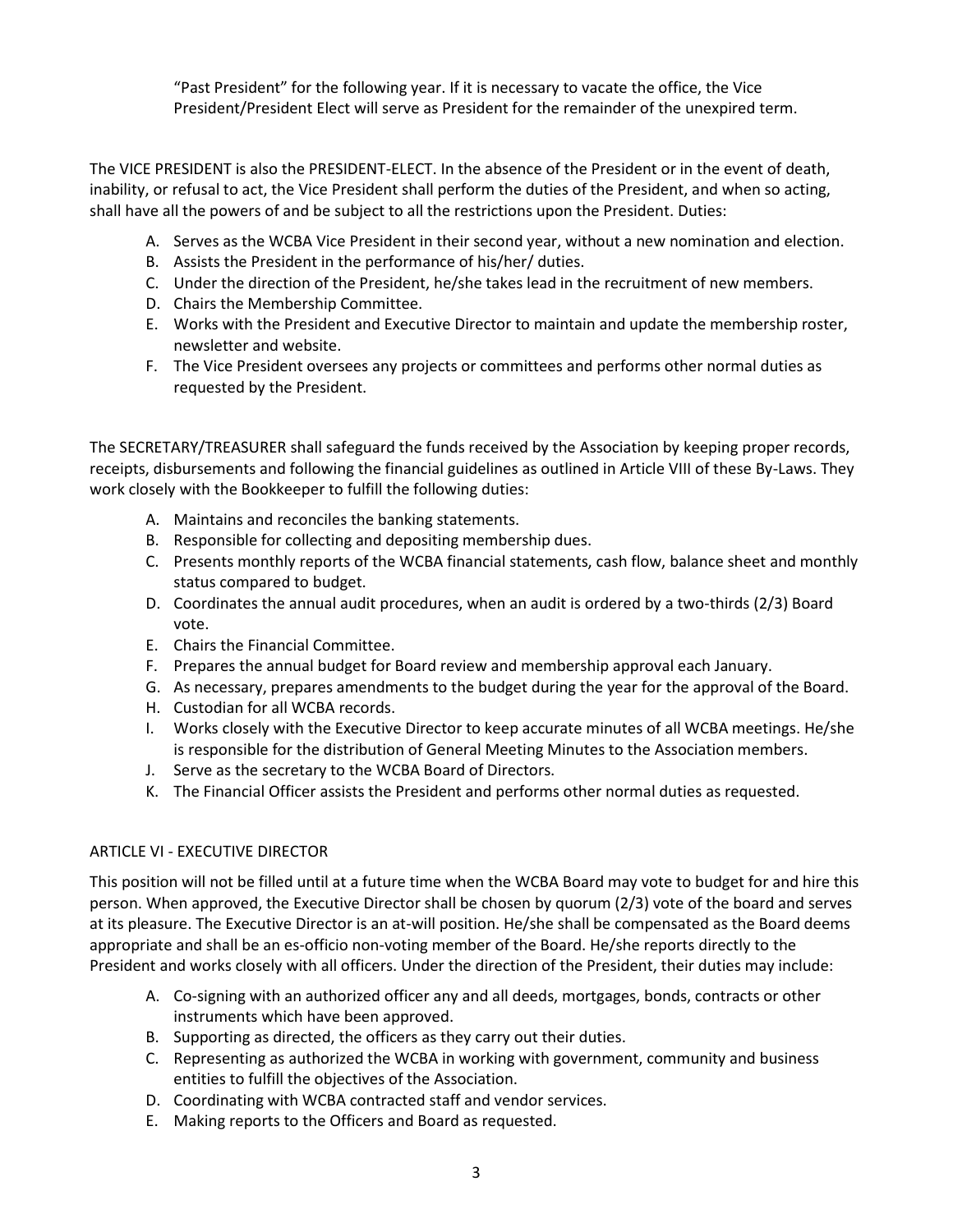"Past President" for the following year. If it is necessary to vacate the office, the Vice President/President Elect will serve as President for the remainder of the unexpired term.

The VICE PRESIDENT is also the PRESIDENT-ELECT. In the absence of the President or in the event of death, inability, or refusal to act, the Vice President shall perform the duties of the President, and when so acting, shall have all the powers of and be subject to all the restrictions upon the President. Duties:

A. Serves as the WCBA Vice President in their second year, without a new nomination and election.
B. Assists the President in the performance of his/her/ duties.
C. Under the direction of the President, he/she takes lead in the recruitment of new members.
D. Chairs the Membership Committee.
E. Works with the President and Executive Director to maintain and update the membership roster, newsletter and website.
F. The Vice President oversees any projects or committees and performs other normal duties as requested by the President.

The SECRETARY/TREASURER shall safeguard the funds received by the Association by keeping proper records, receipts, disbursements and following the financial guidelines as outlined in Article VIII of these By-Laws. They work closely with the Bookkeeper to fulfill the following duties:

A. Maintains and reconciles the banking statements.
B. Responsible for collecting and depositing membership dues.
C. Presents monthly reports of the WCBA financial statements, cash flow, balance sheet and monthly status compared to budget.
D. Coordinates the annual audit procedures, when an audit is ordered by a two-thirds (2/3) Board vote.
E. Chairs the Financial Committee.
F. Prepares the annual budget for Board review and membership approval each January.
G. As necessary, prepares amendments to the budget during the year for the approval of the Board.
H. Custodian for all WCBA records.
I. Works closely with the Executive Director to keep accurate minutes of all WCBA meetings. He/she is responsible for the distribution of General Meeting Minutes to the Association members.
J. Serve as the secretary to the WCBA Board of Directors.
K. The Financial Officer assists the President and performs other normal duties as requested.

## ARTICLE VI - EXECUTIVE DIRECTOR

This position will not be filled until at a future time when the WCBA Board may vote to budget for and hire this person. When approved, the Executive Director shall be chosen by quorum (2/3) vote of the board and serves at its pleasure. The Executive Director is an at-will position. He/she shall be compensated as the Board deems appropriate and shall be an es-officio non-voting member of the Board. He/she reports directly to the President and works closely with all officers. Under the direction of the President, their duties may include:

A. Co-signing with an authorized officer any and all deeds, mortgages, bonds, contracts or other instruments which have been approved.
B. Supporting as directed, the officers as they carry out their duties.
C. Representing as authorized the WCBA in working with government, community and business entities to fulfill the objectives of the Association.
D. Coordinating with WCBA contracted staff and vendor services.
E. Making reports to the Officers and Board as requested.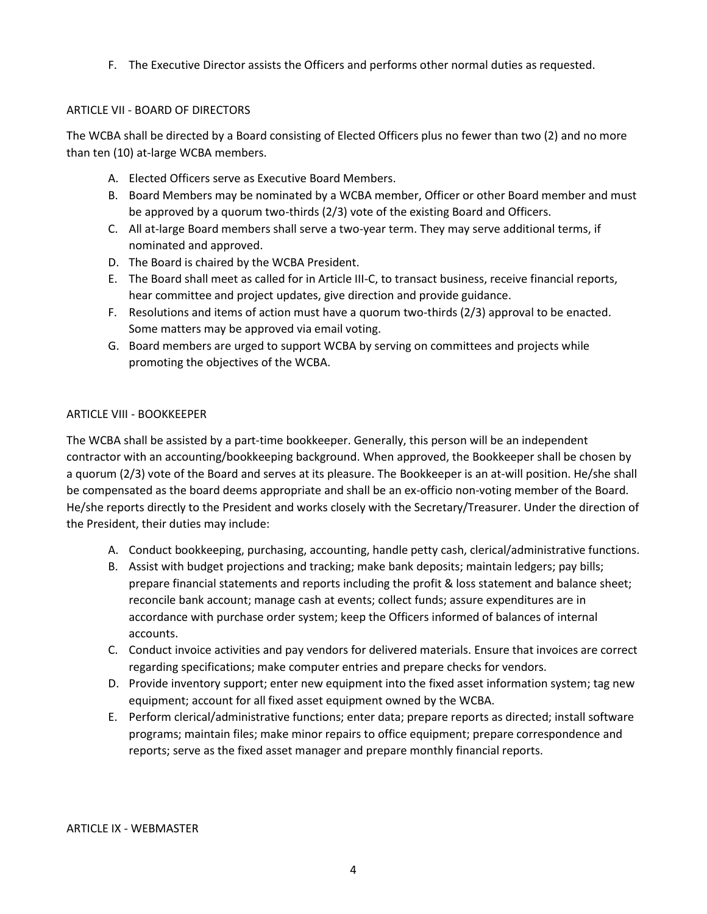F. The Executive Director assists the Officers and performs other normal duties as requested.

## ARTICLE VII - BOARD OF DIRECTORS

The WCBA shall be directed by a Board consisting of Elected Officers plus no fewer than two (2) and no more than ten (10) at-large WCBA members.

A. Elected Officers serve as Executive Board Members.
B. Board Members may be nominated by a WCBA member, Officer or other Board member and must be approved by a quorum two-thirds (2/3) vote of the existing Board and Officers.
C. All at-large Board members shall serve a two-year term. They may serve additional terms, if nominated and approved.
D. The Board is chaired by the WCBA President.
E. The Board shall meet as called for in Article III-C, to transact business, receive financial reports, hear committee and project updates, give direction and provide guidance.
F. Resolutions and items of action must have a quorum two-thirds (2/3) approval to be enacted. Some matters may be approved via email voting.
G. Board members are urged to support WCBA by serving on committees and projects while promoting the objectives of the WCBA.

## ARTICLE VIII - BOOKKEEPER

The WCBA shall be assisted by a part-time bookkeeper. Generally, this person will be an independent contractor with an accounting/bookkeeping background. When approved, the Bookkeeper shall be chosen by a quorum (2/3) vote of the Board and serves at its pleasure. The Bookkeeper is an at-will position. He/she shall be compensated as the board deems appropriate and shall be an ex-officio non-voting member of the Board. He/she reports directly to the President and works closely with the Secretary/Treasurer. Under the direction of the President, their duties may include:

A. Conduct bookkeeping, purchasing, accounting, handle petty cash, clerical/administrative functions.
B. Assist with budget projections and tracking; make bank deposits; maintain ledgers; pay bills; prepare financial statements and reports including the profit & loss statement and balance sheet; reconcile bank account; manage cash at events; collect funds; assure expenditures are in accordance with purchase order system; keep the Officers informed of balances of internal accounts.
C. Conduct invoice activities and pay vendors for delivered materials. Ensure that invoices are correct regarding specifications; make computer entries and prepare checks for vendors.
D. Provide inventory support; enter new equipment into the fixed asset information system; tag new equipment; account for all fixed asset equipment owned by the WCBA.
E. Perform clerical/administrative functions; enter data; prepare reports as directed; install software programs; maintain files; make minor repairs to office equipment; prepare correspondence and reports; serve as the fixed asset manager and prepare monthly financial reports.

## ARTICLE IX - WEBMASTER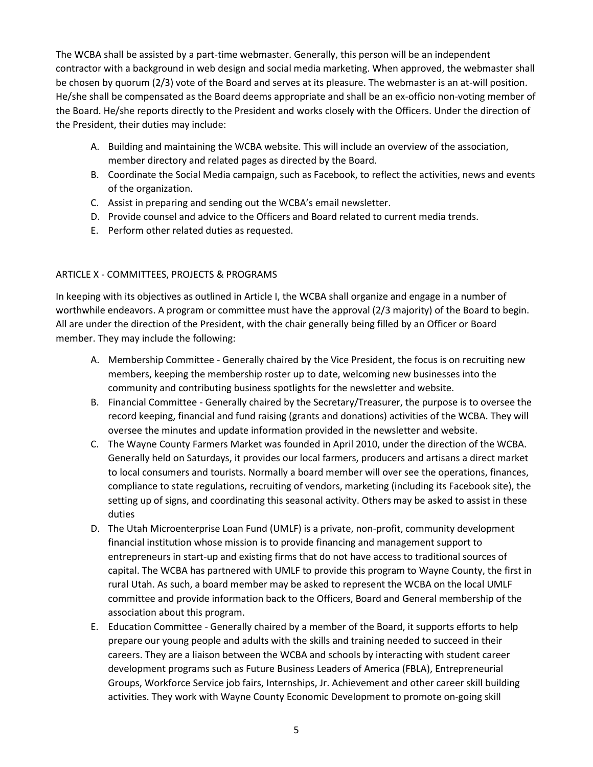The WCBA shall be assisted by a part-time webmaster. Generally, this person will be an independent contractor with a background in web design and social media marketing. When approved, the webmaster shall be chosen by quorum (2/3) vote of the Board and serves at its pleasure. The webmaster is an at-will position. He/she shall be compensated as the Board deems appropriate and shall be an ex-officio non-voting member of the Board. He/she reports directly to the President and works closely with the Officers. Under the direction of the President, their duties may include:

A. Building and maintaining the WCBA website. This will include an overview of the association, member directory and related pages as directed by the Board.
B. Coordinate the Social Media campaign, such as Facebook, to reflect the activities, news and events of the organization.
C. Assist in preparing and sending out the WCBA's email newsletter.
D. Provide counsel and advice to the Officers and Board related to current media trends.
E. Perform other related duties as requested.

## ARTICLE X - COMMITTEES, PROJECTS & PROGRAMS

In keeping with its objectives as outlined in Article I, the WCBA shall organize and engage in a number of worthwhile endeavors. A program or committee must have the approval (2/3 majority) of the Board to begin. All are under the direction of the President, with the chair generally being filled by an Officer or Board member. They may include the following:

A. Membership Committee - Generally chaired by the Vice President, the focus is on recruiting new members, keeping the membership roster up to date, welcoming new businesses into the community and contributing business spotlights for the newsletter and website.
B. Financial Committee - Generally chaired by the Secretary/Treasurer, the purpose is to oversee the record keeping, financial and fund raising (grants and donations) activities of the WCBA. They will oversee the minutes and update information provided in the newsletter and website.
C. The Wayne County Farmers Market was founded in April 2010, under the direction of the WCBA. Generally held on Saturdays, it provides our local farmers, producers and artisans a direct market to local consumers and tourists. Normally a board member will over see the operations, finances, compliance to state regulations, recruiting of vendors, marketing (including its Facebook site), the setting up of signs, and coordinating this seasonal activity. Others may be asked to assist in these duties
D. The Utah Microenterprise Loan Fund (UMLF) is a private, non-profit, community development financial institution whose mission is to provide financing and management support to entrepreneurs in start-up and existing firms that do not have access to traditional sources of capital. The WCBA has partnered with UMLF to provide this program to Wayne County, the first in rural Utah. As such, a board member may be asked to represent the WCBA on the local UMLF committee and provide information back to the Officers, Board and General membership of the association about this program.
E. Education Committee - Generally chaired by a member of the Board, it supports efforts to help prepare our young people and adults with the skills and training needed to succeed in their careers. They are a liaison between the WCBA and schools by interacting with student career development programs such as Future Business Leaders of America (FBLA), Entrepreneurial Groups, Workforce Service job fairs, Internships, Jr. Achievement and other career skill building activities. They work with Wayne County Economic Development to promote on-going skill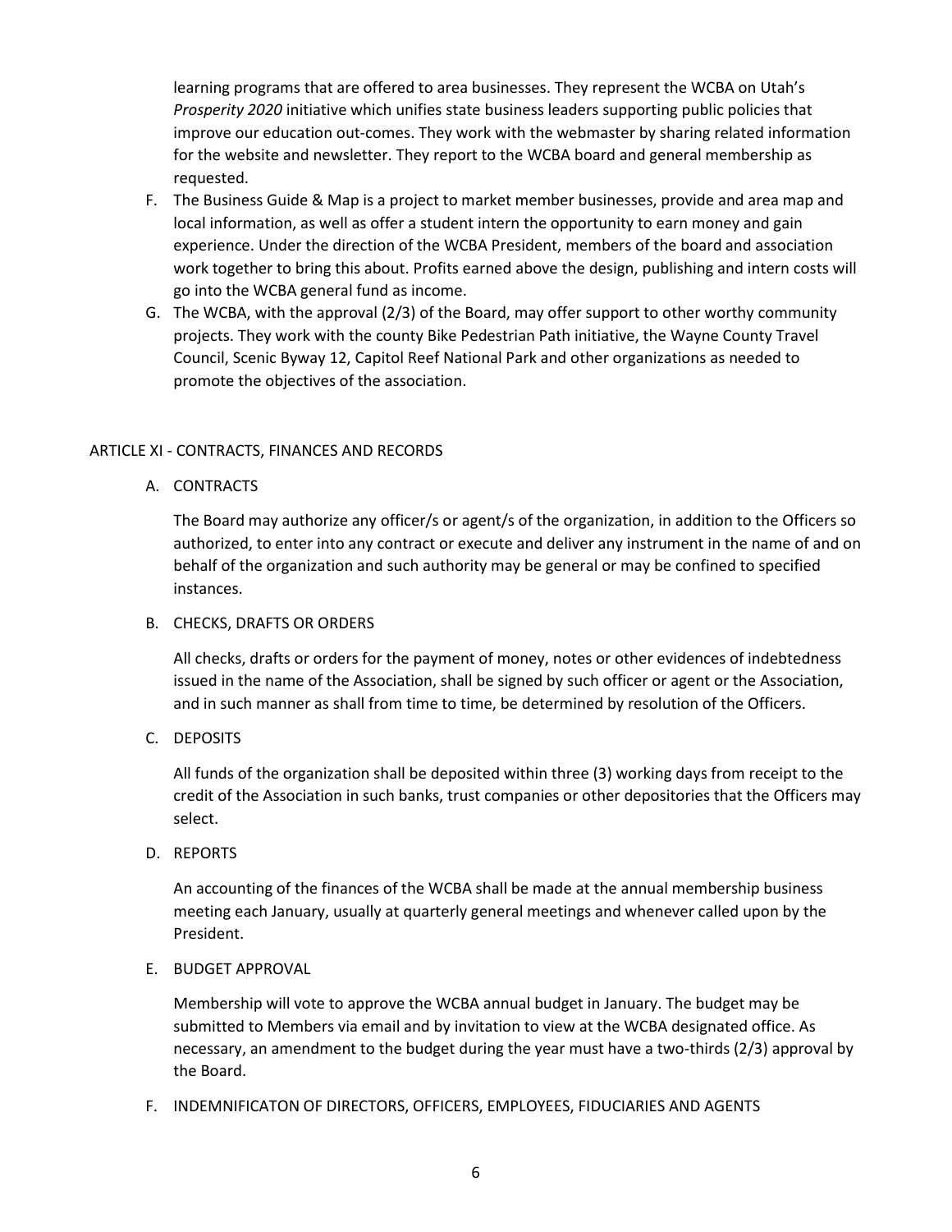learning programs that are offered to area businesses. They represent the WCBA on Utah's *Prosperity 2020* initiative which unifies state business leaders supporting public policies that improve our education out-comes. They work with the webmaster by sharing related information for the website and newsletter. They report to the WCBA board and general membership as requested.

F. The Business Guide & Map is a project to market member businesses, provide and area map and local information, as well as offer a student intern the opportunity to earn money and gain experience. Under the direction of the WCBA President, members of the board and association work together to bring this about. Profits earned above the design, publishing and intern costs will go into the WCBA general fund as income.

G. The WCBA, with the approval (2/3) of the Board, may offer support to other worthy community projects. They work with the county Bike Pedestrian Path initiative, the Wayne County Travel Council, Scenic Byway 12, Capitol Reef National Park and other organizations as needed to promote the objectives of the association.

## ARTICLE XI - CONTRACTS, FINANCES AND RECORDS

A. CONTRACTS

The Board may authorize any officer/s or agent/s of the organization, in addition to the Officers so authorized, to enter into any contract or execute and deliver any instrument in the name of and on behalf of the organization and such authority may be general or may be confined to specified instances.

B. CHECKS, DRAFTS OR ORDERS

All checks, drafts or orders for the payment of money, notes or other evidences of indebtedness issued in the name of the Association, shall be signed by such officer or agent or the Association, and in such manner as shall from time to time, be determined by resolution of the Officers.

C. DEPOSITS

All funds of the organization shall be deposited within three (3) working days from receipt to the credit of the Association in such banks, trust companies or other depositories that the Officers may select.

D. REPORTS

An accounting of the finances of the WCBA shall be made at the annual membership business meeting each January, usually at quarterly general meetings and whenever called upon by the President.

E. BUDGET APPROVAL

Membership will vote to approve the WCBA annual budget in January. The budget may be submitted to Members via email and by invitation to view at the WCBA designated office. As necessary, an amendment to the budget during the year must have a two-thirds (2/3) approval by the Board.

F. INDEMNIFICATON OF DIRECTORS, OFFICERS, EMPLOYEES, FIDUCIARIES AND AGENTS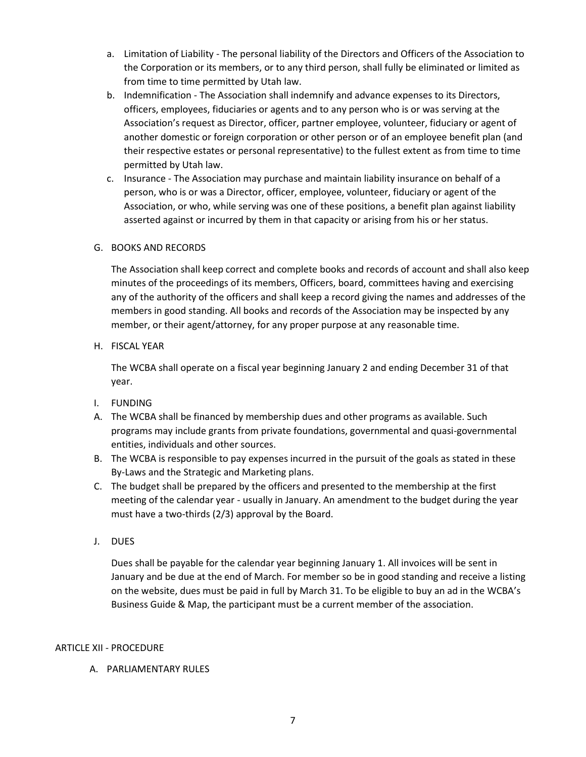a. Limitation of Liability - The personal liability of the Directors and Officers of the Association to the Corporation or its members, or to any third person, shall fully be eliminated or limited as from time to time permitted by Utah law.
b. Indemnification - The Association shall indemnify and advance expenses to its Directors, officers, employees, fiduciaries or agents and to any person who is or was serving at the Association's request as Director, officer, partner employee, volunteer, fiduciary or agent of another domestic or foreign corporation or other person or of an employee benefit plan (and their respective estates or personal representative) to the fullest extent as from time to time permitted by Utah law.
c. Insurance - The Association may purchase and maintain liability insurance on behalf of a person, who is or was a Director, officer, employee, volunteer, fiduciary or agent of the Association, or who, while serving was one of these positions, a benefit plan against liability asserted against or incurred by them in that capacity or arising from his or her status.

G. BOOKS AND RECORDS

The Association shall keep correct and complete books and records of account and shall also keep minutes of the proceedings of its members, Officers, board, committees having and exercising any of the authority of the officers and shall keep a record giving the names and addresses of the members in good standing. All books and records of the Association may be inspected by any member, or their agent/attorney, for any proper purpose at any reasonable time.

H. FISCAL YEAR

The WCBA shall operate on a fiscal year beginning January 2 and ending December 31 of that year.

I. FUNDING

A. The WCBA shall be financed by membership dues and other programs as available. Such programs may include grants from private foundations, governmental and quasi-governmental entities, individuals and other sources.
B. The WCBA is responsible to pay expenses incurred in the pursuit of the goals as stated in these By-Laws and the Strategic and Marketing plans.
C. The budget shall be prepared by the officers and presented to the membership at the first meeting of the calendar year - usually in January. An amendment to the budget during the year must have a two-thirds (2/3) approval by the Board.

J. DUES

Dues shall be payable for the calendar year beginning January 1. All invoices will be sent in January and be due at the end of March. For member so be in good standing and receive a listing on the website, dues must be paid in full by March 31. To be eligible to buy an ad in the WCBA's Business Guide & Map, the participant must be a current member of the association.

## ARTICLE XII - PROCEDURE

A. PARLIAMENTARY RULES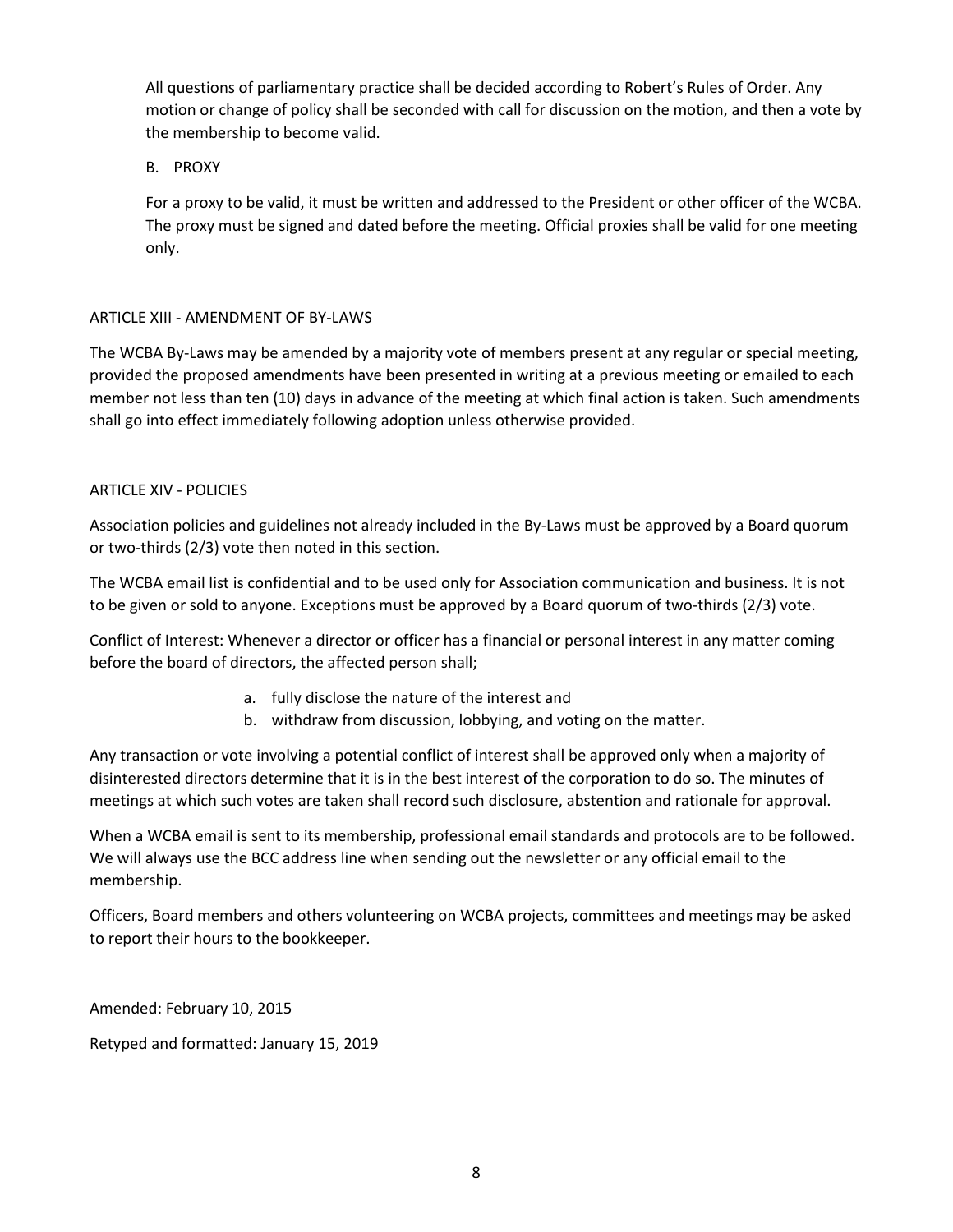All questions of parliamentary practice shall be decided according to Robert's Rules of Order. Any motion or change of policy shall be seconded with call for discussion on the motion, and then a vote by the membership to become valid.

B. PROXY

For a proxy to be valid, it must be written and addressed to the President or other officer of the WCBA. The proxy must be signed and dated before the meeting. Official proxies shall be valid for one meeting only.

## ARTICLE XIII - AMENDMENT OF BY-LAWS

The WCBA By-Laws may be amended by a majority vote of members present at any regular or special meeting, provided the proposed amendments have been presented in writing at a previous meeting or emailed to each member not less than ten (10) days in advance of the meeting at which final action is taken. Such amendments shall go into effect immediately following adoption unless otherwise provided.

## ARTICLE XIV - POLICIES

Association policies and guidelines not already included in the By-Laws must be approved by a Board quorum or two-thirds (2/3) vote then noted in this section.

The WCBA email list is confidential and to be used only for Association communication and business. It is not to be given or sold to anyone. Exceptions must be approved by a Board quorum of two-thirds (2/3) vote.

Conflict of Interest: Whenever a director or officer has a financial or personal interest in any matter coming before the board of directors, the affected person shall;

a. fully disclose the nature of the interest and
b. withdraw from discussion, lobbying, and voting on the matter.

Any transaction or vote involving a potential conflict of interest shall be approved only when a majority of disinterested directors determine that it is in the best interest of the corporation to do so. The minutes of meetings at which such votes are taken shall record such disclosure, abstention and rationale for approval.

When a WCBA email is sent to its membership, professional email standards and protocols are to be followed. We will always use the BCC address line when sending out the newsletter or any official email to the membership.

Officers, Board members and others volunteering on WCBA projects, committees and meetings may be asked to report their hours to the bookkeeper.

Amended: February 10, 2015

Retyped and formatted: January 15, 2019